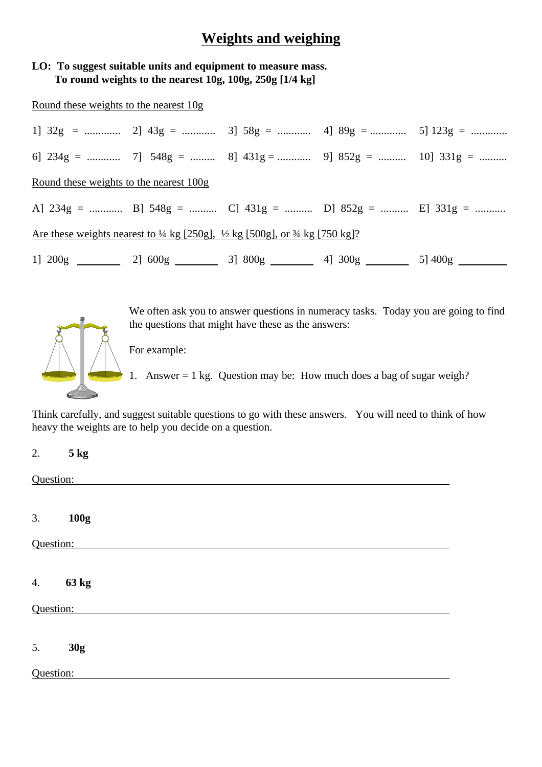# Weights and weighing

**LO: To suggest suitable units and equipment to measure mass.**
**To round weights to the nearest 10g, 100g, 250g [1/4 kg]**

Round these weights to the nearest 10g

1] 32g = ............ 2] 43g = ........... 3] 58g = ........... 4] 89g = ............ 5] 123g = ............

6] 234g = ........... 7] 548g = ......... 8] 431g = ........... 9] 852g = .......... 10] 331g = ..........

Round these weights to the nearest 100g

A] 234g = ........... B] 548g = .......... C] 431g = .......... D] 852g = .......... E] 331g = ...........

Are these weights nearest to ¼ kg [250g], ½ kg [500g], or ¾ kg [750 kg]?

1] 200g ________ 2] 600g ________ 3] 800g ________ 4] 300g ________ 5] 400g ________

We often ask you to answer questions in numeracy tasks. Today you are going to find the questions that might have these as the answers:

For example:

1. Answer = 1 kg. Question may be: How much does a bag of sugar weigh?

Think carefully, and suggest suitable questions to go with these answers. You will need to think of how heavy the weights are to help you decide on a question.

2. **5 kg**

Question: ____________________________________________

3. **100g**

Question: ____________________________________________

4. **63 kg**

Question: ____________________________________________

5. **30g**

Question: ____________________________________________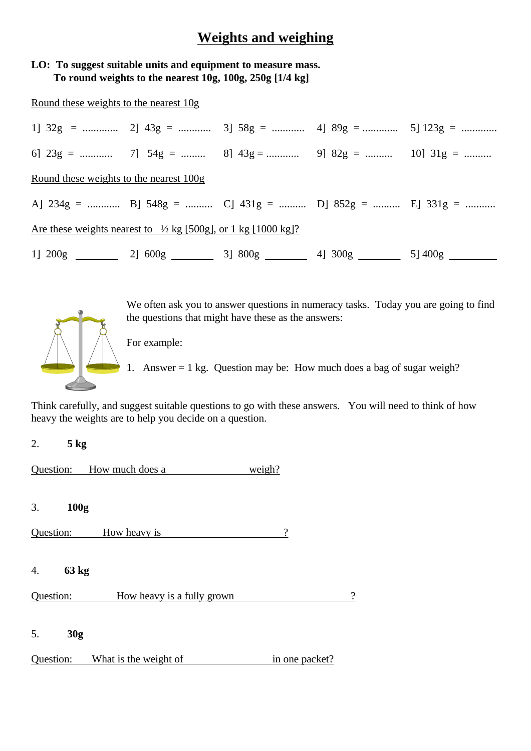# Weights and weighing

**LO: To suggest suitable units and equipment to measure mass.**
**To round weights to the nearest 10g, 100g, 250g [1/4 kg]**

Round these weights to the nearest 10g

1] 32g = ............ 2] 43g = ........... 3] 58g = ........... 4] 89g = ............ 5] 123g = ............

6] 23g = ........... 7] 54g = ......... 8] 43g = ........... 9] 82g = .......... 10] 31g = ..........

Round these weights to the nearest 100g

A] 234g = ........... B] 548g = .......... C] 431g = .......... D] 852g = .......... E] 331g = ..........

Are these weights nearest to ½ kg [500g], or 1 kg [1000 kg]?

1] 200g ________ 2] 600g ________ 3] 800g ________ 4] 300g ________ 5] 400g ________

We often ask you to answer questions in numeracy tasks. Today you are going to find the questions that might have these as the answers:

For example:

1. Answer = 1 kg. Question may be: How much does a bag of sugar weigh?

Think carefully, and suggest suitable questions to go with these answers. You will need to think of how heavy the weights are to help you decide on a question.

2. **5 kg**

Question: How much does a ________________ weigh?

3. **100g**

Question: How heavy is ________________________?

4. **63 kg**

Question: How heavy is a fully grown ________________________?

5. **30g**

Question: What is the weight of ________________ in one packet?